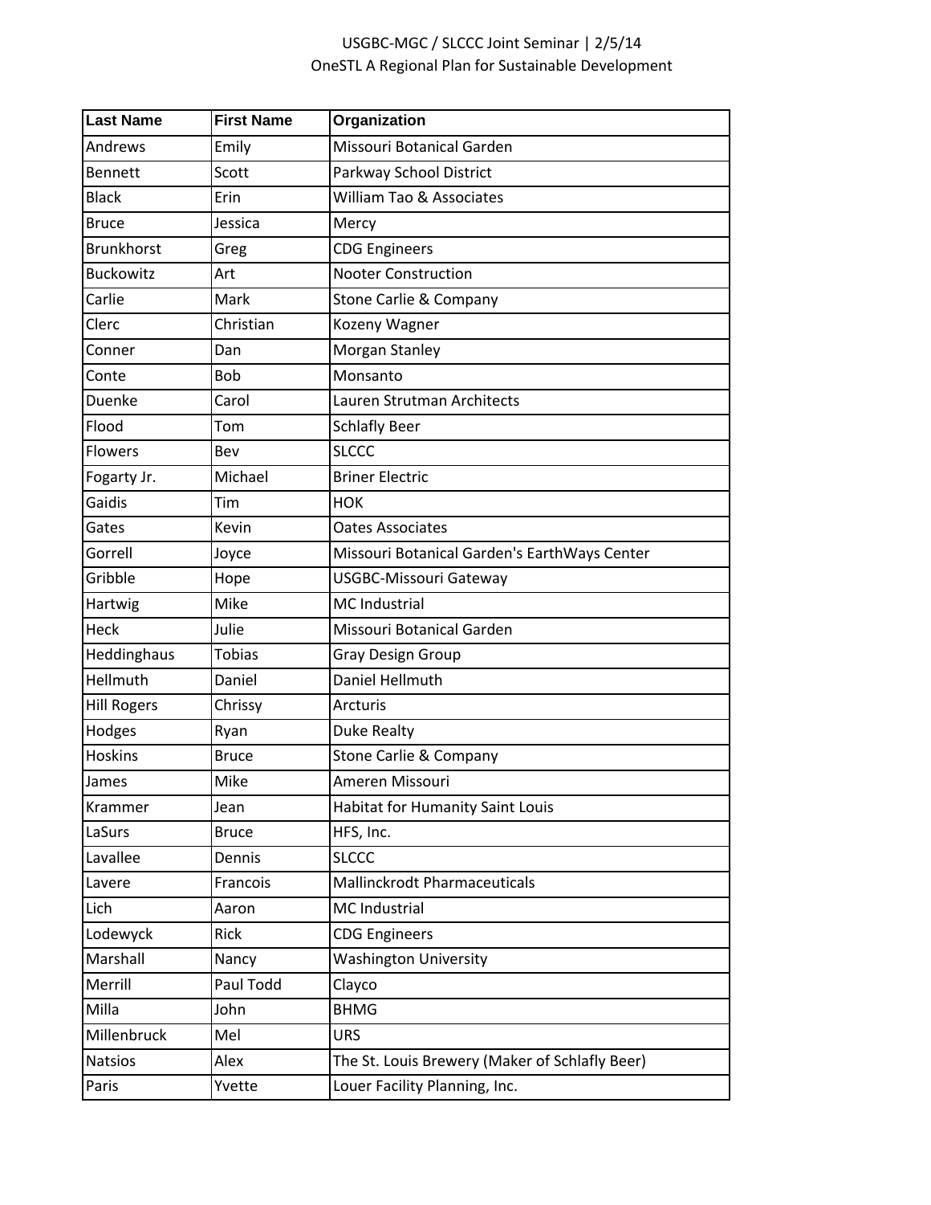USGBC-MGC / SLCCC Joint Seminar | 2/5/14

OneSTL A Regional Plan for Sustainable Development

| Last Name | First Name | Organization |
|---|---|---|
| Andrews | Emily | Missouri Botanical Garden |
| Bennett | Scott | Parkway School District |
| Black | Erin | William Tao & Associates |
| Bruce | Jessica | Mercy |
| Brunkhorst | Greg | CDG Engineers |
| Buckowitz | Art | Nooter Construction |
| Carlie | Mark | Stone Carlie & Company |
| Clerc | Christian | Kozeny Wagner |
| Conner | Dan | Morgan Stanley |
| Conte | Bob | Monsanto |
| Duenke | Carol | Lauren Strutman Architects |
| Flood | Tom | Schlafly Beer |
| Flowers | Bev | SLCCC |
| Fogarty Jr. | Michael | Briner Electric |
| Gaidis | Tim | HOK |
| Gates | Kevin | Oates Associates |
| Gorrell | Joyce | Missouri Botanical Garden's EarthWays Center |
| Gribble | Hope | USGBC-Missouri Gateway |
| Hartwig | Mike | MC Industrial |
| Heck | Julie | Missouri Botanical Garden |
| Heddinghaus | Tobias | Gray Design Group |
| Hellmuth | Daniel | Daniel Hellmuth |
| Hill Rogers | Chrissy | Arcturis |
| Hodges | Ryan | Duke Realty |
| Hoskins | Bruce | Stone Carlie & Company |
| James | Mike | Ameren Missouri |
| Krammer | Jean | Habitat for Humanity Saint Louis |
| LaSurs | Bruce | HFS, Inc. |
| Lavallee | Dennis | SLCCC |
| Lavere | Francois | Mallinckrodt Pharmaceuticals |
| Lich | Aaron | MC Industrial |
| Lodewyck | Rick | CDG Engineers |
| Marshall | Nancy | Washington University |
| Merrill | Paul Todd | Clayco |
| Milla | John | BHMG |
| Millenbruck | Mel | URS |
| Natsios | Alex | The St. Louis Brewery (Maker of Schlafly Beer) |
| Paris | Yvette | Louer Facility Planning, Inc. |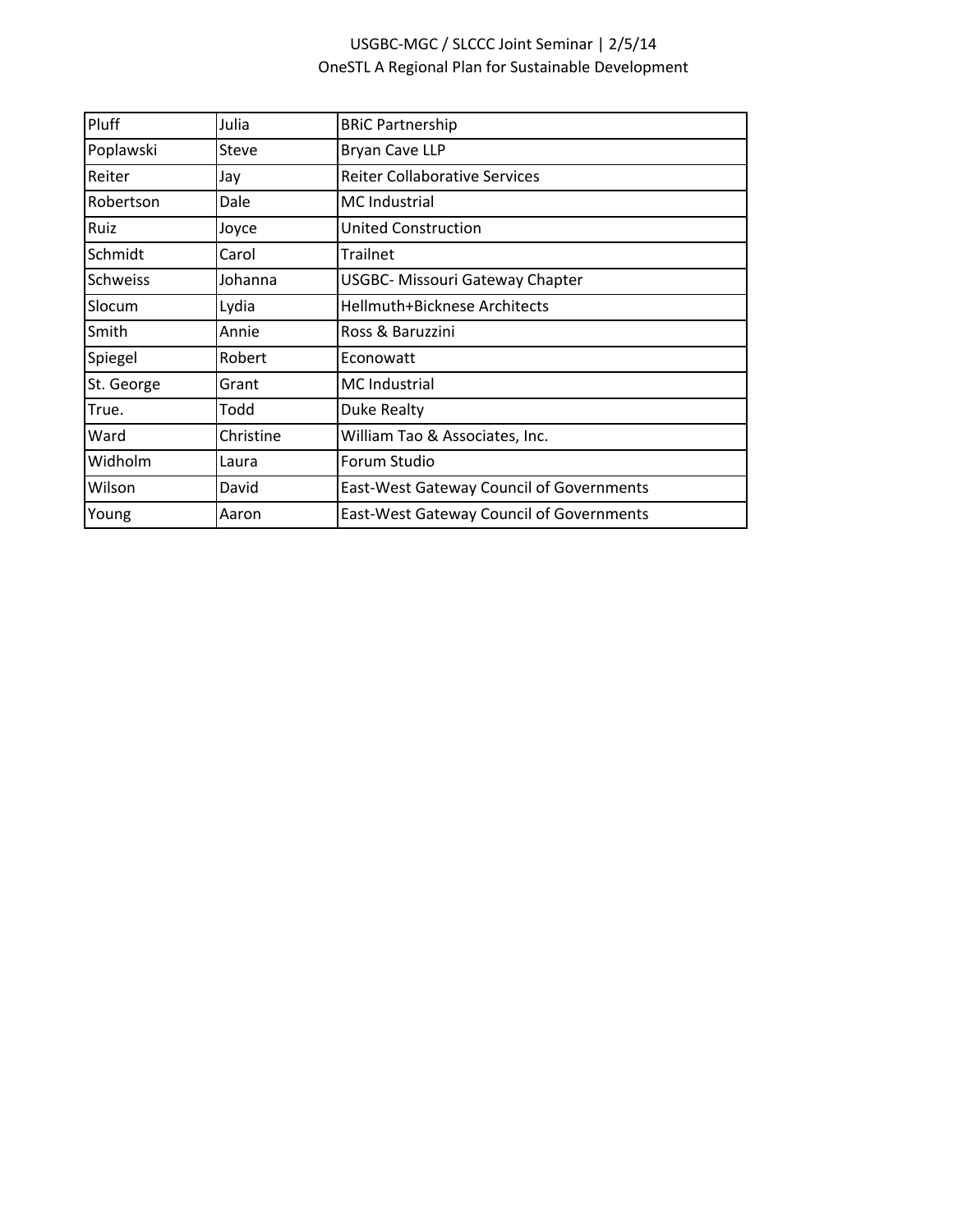| | | |
|---|---|---|
| Pluff | Julia | BRiC Partnership |
| Poplawski | Steve | Bryan Cave LLP |
| Reiter | Jay | Reiter Collaborative Services |
| Robertson | Dale | MC Industrial |
| Ruiz | Joyce | United Construction |
| Schmidt | Carol | Trailnet |
| Schweiss | Johanna | USGBC- Missouri Gateway Chapter |
| Slocum | Lydia | Hellmuth+Bicknese Architects |
| Smith | Annie | Ross & Baruzzini |
| Spiegel | Robert | Econowatt |
| St. George | Grant | MC Industrial |
| True. | Todd | Duke Realty |
| Ward | Christine | William Tao & Associates, Inc. |
| Widholm | Laura | Forum Studio |
| Wilson | David | East-West Gateway Council of Governments |
| Young | Aaron | East-West Gateway Council of Governments |